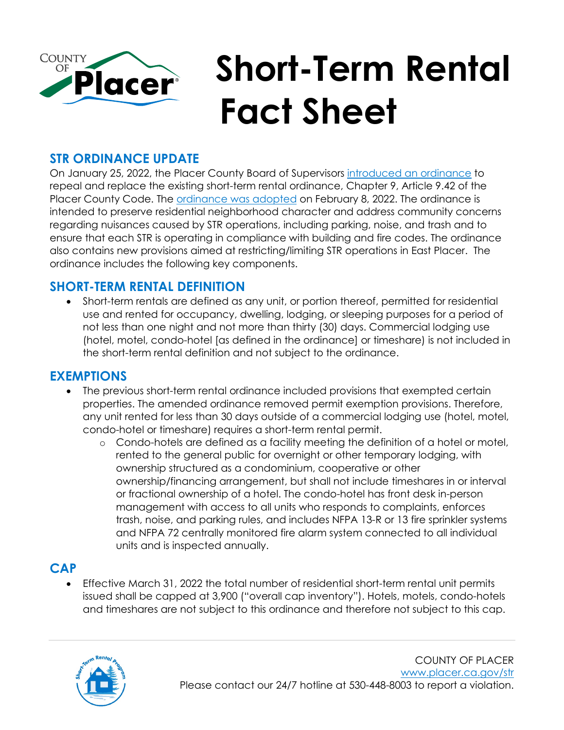# Short-Term Rental Fact Sheet

## STR ORDINANCE UPDATE

On January 25, 2022, the Placer County Board of Supervisors introduced an ordinance to repeal and replace the existing short-term rental ordinance, Chapter 9, Article 9.42 of the Placer County Code. The ordinance was adopted on February 8, 2022. The ordinance is intended to preserve residential neighborhood character and address community concerns regarding nuisances caused by STR operations, including parking, noise, and trash and to ensure that each STR is operating in compliance with building and fire codes. The ordinance also contains new provisions aimed at restricting/limiting STR operations in East Placer. The ordinance includes the following key components.

## SHORT-TERM RENTAL DEFINITION

- Short-term rentals are defined as any unit, or portion thereof, permitted for residential use and rented for occupancy, dwelling, lodging, or sleeping purposes for a period of not less than one night and not more than thirty (30) days. Commercial lodging use (hotel, motel, condo-hotel [as defined in the ordinance] or timeshare) is not included in the short-term rental definition and not subject to the ordinance.

## EXEMPTIONS

- The previous short-term rental ordinance included provisions that exempted certain properties. The amended ordinance removed permit exemption provisions. Therefore, any unit rented for less than 30 days outside of a commercial lodging use (hotel, motel, condo-hotel or timeshare) requires a short-term rental permit.
  - Condo-hotels are defined as a facility meeting the definition of a hotel or motel, rented to the general public for overnight or other temporary lodging, with ownership structured as a condominium, cooperative or other ownership/financing arrangement, but shall not include timeshares in or interval or fractional ownership of a hotel. The condo-hotel has front desk in-person management with access to all units who responds to complaints, enforces trash, noise, and parking rules, and includes NFPA 13-R or 13 fire sprinkler systems and NFPA 72 centrally monitored fire alarm system connected to all individual units and is inspected annually.

## CAP

- Effective March 31, 2022 the total number of residential short-term rental unit permits issued shall be capped at 3,900 ("overall cap inventory"). Hotels, motels, condo-hotels and timeshares are not subject to this ordinance and therefore not subject to this cap.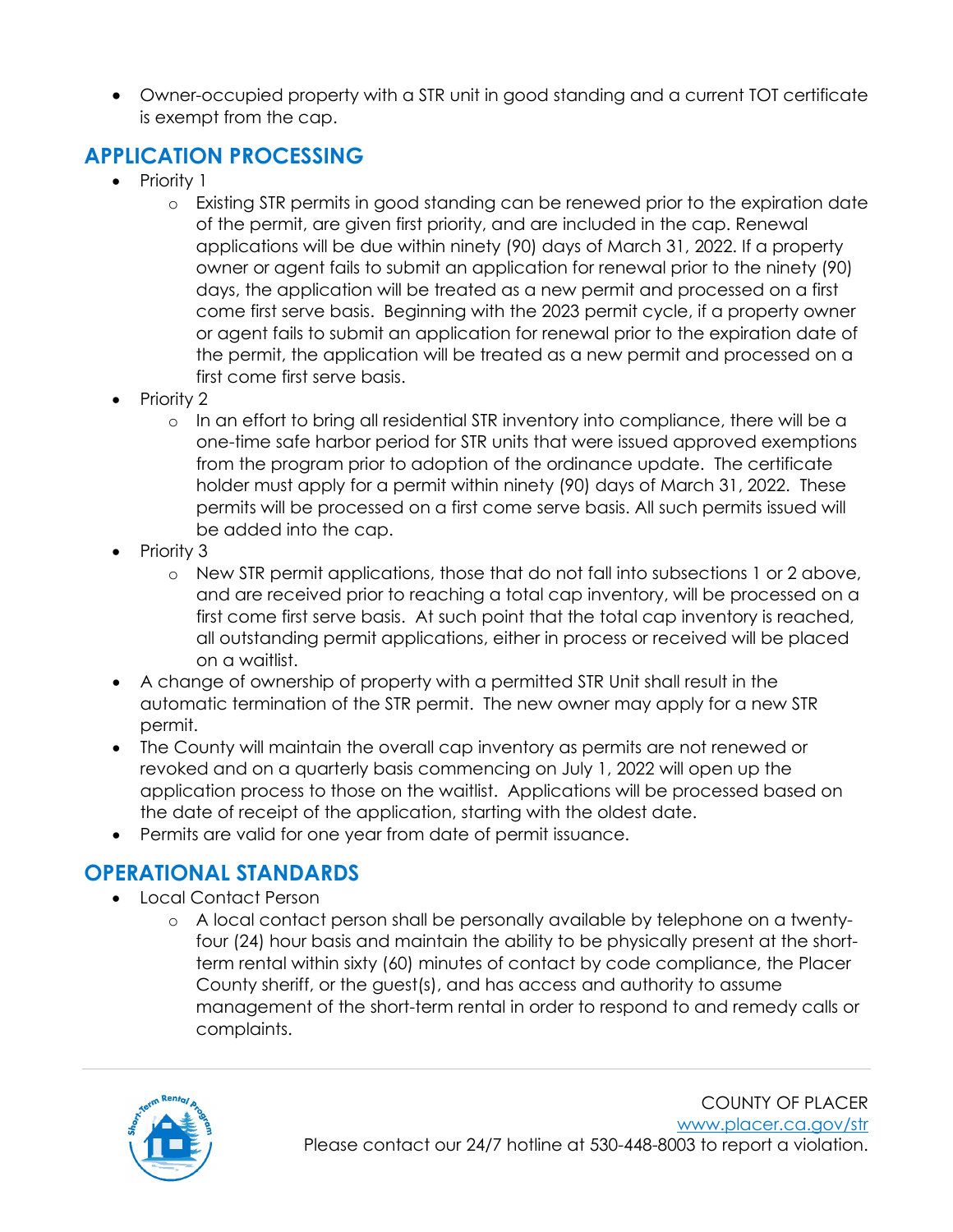- Owner-occupied property with a STR unit in good standing and a current TOT certificate is exempt from the cap.

## APPLICATION PROCESSING

- Priority 1
  - Existing STR permits in good standing can be renewed prior to the expiration date of the permit, are given first priority, and are included in the cap. Renewal applications will be due within ninety (90) days of March 31, 2022. If a property owner or agent fails to submit an application for renewal prior to the ninety (90) days, the application will be treated as a new permit and processed on a first come first serve basis. Beginning with the 2023 permit cycle, if a property owner or agent fails to submit an application for renewal prior to the expiration date of the permit, the application will be treated as a new permit and processed on a first come first serve basis.
- Priority 2
  - In an effort to bring all residential STR inventory into compliance, there will be a one-time safe harbor period for STR units that were issued approved exemptions from the program prior to adoption of the ordinance update. The certificate holder must apply for a permit within ninety (90) days of March 31, 2022. These permits will be processed on a first come serve basis. All such permits issued will be added into the cap.
- Priority 3
  - New STR permit applications, those that do not fall into subsections 1 or 2 above, and are received prior to reaching a total cap inventory, will be processed on a first come first serve basis. At such point that the total cap inventory is reached, all outstanding permit applications, either in process or received will be placed on a waitlist.
- A change of ownership of property with a permitted STR Unit shall result in the automatic termination of the STR permit. The new owner may apply for a new STR permit.
- The County will maintain the overall cap inventory as permits are not renewed or revoked and on a quarterly basis commencing on July 1, 2022 will open up the application process to those on the waitlist. Applications will be processed based on the date of receipt of the application, starting with the oldest date.
- Permits are valid for one year from date of permit issuance.

## OPERATIONAL STANDARDS

- Local Contact Person
  - A local contact person shall be personally available by telephone on a twenty-four (24) hour basis and maintain the ability to be physically present at the short-term rental within sixty (60) minutes of contact by code compliance, the Placer County sheriff, or the guest(s), and has access and authority to assume management of the short-term rental in order to respond to and remedy calls or complaints.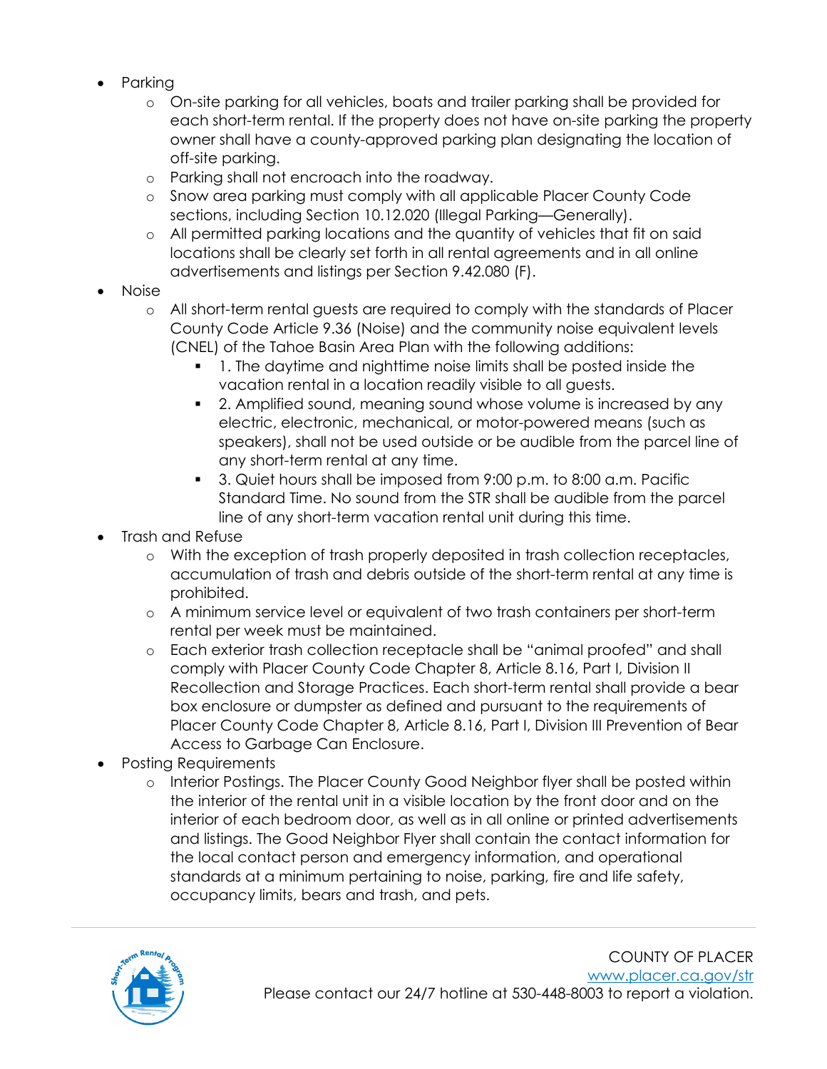- Parking
  - On-site parking for all vehicles, boats and trailer parking shall be provided for each short-term rental. If the property does not have on-site parking the property owner shall have a county-approved parking plan designating the location of off-site parking.
  - Parking shall not encroach into the roadway.
  - Snow area parking must comply with all applicable Placer County Code sections, including Section 10.12.020 (Illegal Parking—Generally).
  - All permitted parking locations and the quantity of vehicles that fit on said locations shall be clearly set forth in all rental agreements and in all online advertisements and listings per Section 9.42.080 (F).
- Noise
  - All short-term rental guests are required to comply with the standards of Placer County Code Article 9.36 (Noise) and the community noise equivalent levels (CNEL) of the Tahoe Basin Area Plan with the following additions:
    - 1. The daytime and nighttime noise limits shall be posted inside the vacation rental in a location readily visible to all guests.
    - 2. Amplified sound, meaning sound whose volume is increased by any electric, electronic, mechanical, or motor-powered means (such as speakers), shall not be used outside or be audible from the parcel line of any short-term rental at any time.
    - 3. Quiet hours shall be imposed from 9:00 p.m. to 8:00 a.m. Pacific Standard Time. No sound from the STR shall be audible from the parcel line of any short-term vacation rental unit during this time.
- Trash and Refuse
  - With the exception of trash properly deposited in trash collection receptacles, accumulation of trash and debris outside of the short-term rental at any time is prohibited.
  - A minimum service level or equivalent of two trash containers per short-term rental per week must be maintained.
  - Each exterior trash collection receptacle shall be "animal proofed" and shall comply with Placer County Code Chapter 8, Article 8.16, Part I, Division II Recollection and Storage Practices. Each short-term rental shall provide a bear box enclosure or dumpster as defined and pursuant to the requirements of Placer County Code Chapter 8, Article 8.16, Part I, Division III Prevention of Bear Access to Garbage Can Enclosure.
- Posting Requirements
  - Interior Postings. The Placer County Good Neighbor flyer shall be posted within the interior of the rental unit in a visible location by the front door and on the interior of each bedroom door, as well as in all online or printed advertisements and listings. The Good Neighbor Flyer shall contain the contact information for the local contact person and emergency information, and operational standards at a minimum pertaining to noise, parking, fire and life safety, occupancy limits, bears and trash, and pets.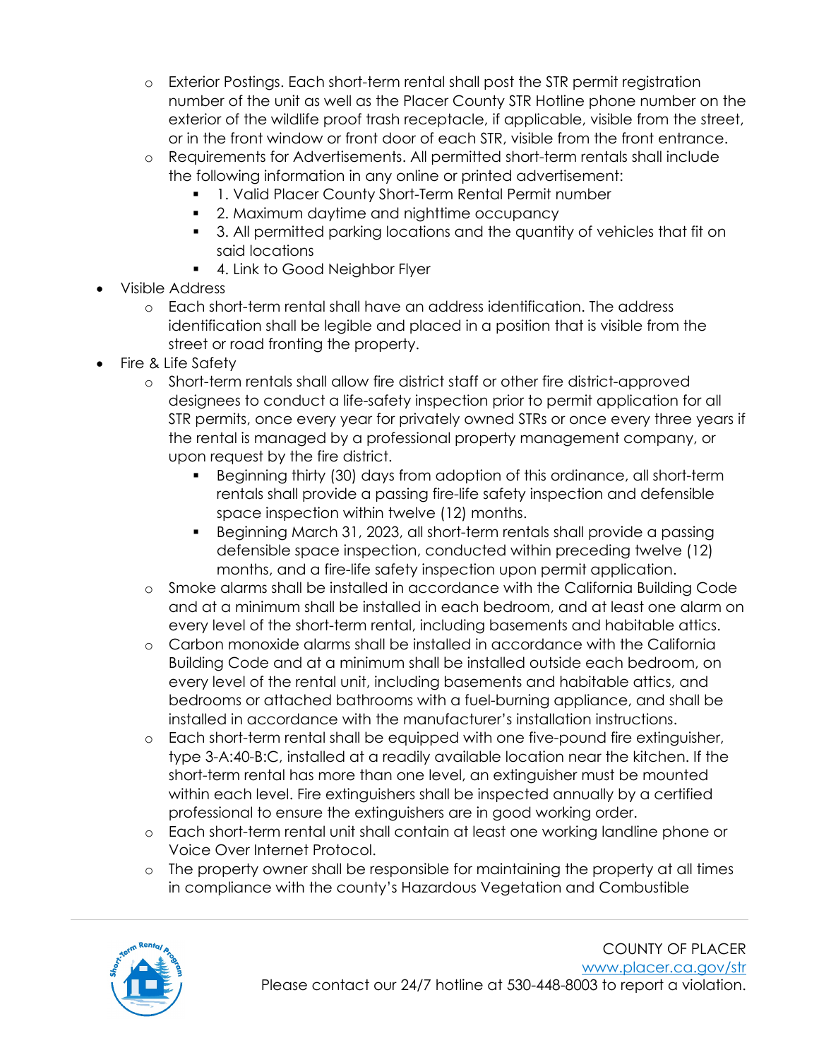- Exterior Postings. Each short-term rental shall post the STR permit registration number of the unit as well as the Placer County STR Hotline phone number on the exterior of the wildlife proof trash receptacle, if applicable, visible from the street, or in the front window or front door of each STR, visible from the front entrance.
  - Requirements for Advertisements. All permitted short-term rentals shall include the following information in any online or printed advertisement:
    - 1. Valid Placer County Short-Term Rental Permit number
    - 2. Maximum daytime and nighttime occupancy
    - 3. All permitted parking locations and the quantity of vehicles that fit on said locations
    - 4. Link to Good Neighbor Flyer
- Visible Address
  - Each short-term rental shall have an address identification. The address identification shall be legible and placed in a position that is visible from the street or road fronting the property.
- Fire & Life Safety
  - Short-term rentals shall allow fire district staff or other fire district-approved designees to conduct a life-safety inspection prior to permit application for all STR permits, once every year for privately owned STRs or once every three years if the rental is managed by a professional property management company, or upon request by the fire district.
    - Beginning thirty (30) days from adoption of this ordinance, all short-term rentals shall provide a passing fire-life safety inspection and defensible space inspection within twelve (12) months.
    - Beginning March 31, 2023, all short-term rentals shall provide a passing defensible space inspection, conducted within preceding twelve (12) months, and a fire-life safety inspection upon permit application.
  - Smoke alarms shall be installed in accordance with the California Building Code and at a minimum shall be installed in each bedroom, and at least one alarm on every level of the short-term rental, including basements and habitable attics.
  - Carbon monoxide alarms shall be installed in accordance with the California Building Code and at a minimum shall be installed outside each bedroom, on every level of the rental unit, including basements and habitable attics, and bedrooms or attached bathrooms with a fuel-burning appliance, and shall be installed in accordance with the manufacturer's installation instructions.
  - Each short-term rental shall be equipped with one five-pound fire extinguisher, type 3-A:40-B:C, installed at a readily available location near the kitchen. If the short-term rental has more than one level, an extinguisher must be mounted within each level. Fire extinguishers shall be inspected annually by a certified professional to ensure the extinguishers are in good working order.
  - Each short-term rental unit shall contain at least one working landline phone or Voice Over Internet Protocol.
  - The property owner shall be responsible for maintaining the property at all times in compliance with the county's Hazardous Vegetation and Combustible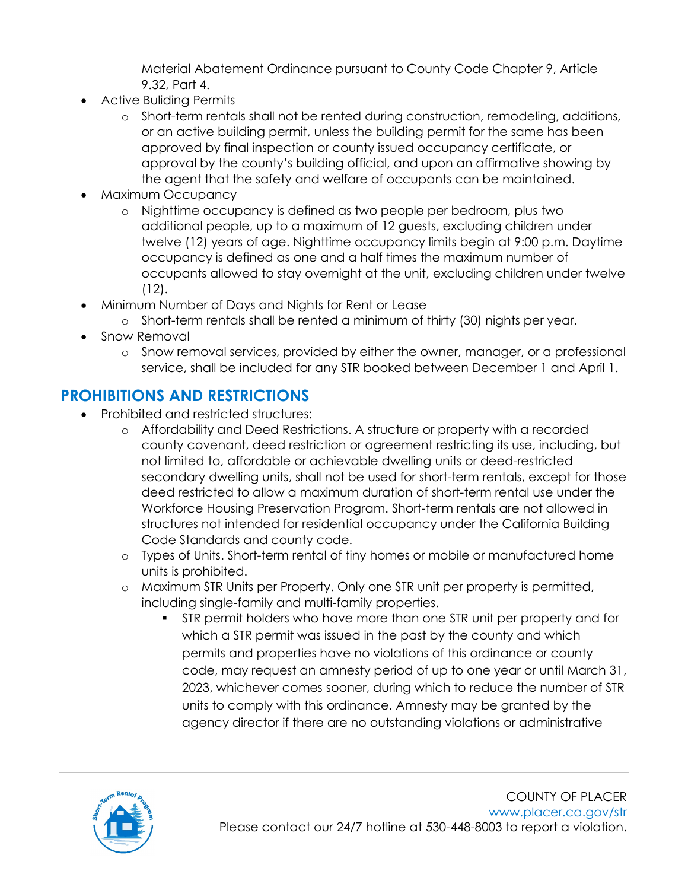Material Abatement Ordinance pursuant to County Code Chapter 9, Article 9.32, Part 4.

- Active Buliding Permits
  - Short-term rentals shall not be rented during construction, remodeling, additions, or an active building permit, unless the building permit for the same has been approved by final inspection or county issued occupancy certificate, or approval by the county's building official, and upon an affirmative showing by the agent that the safety and welfare of occupants can be maintained.
- Maximum Occupancy
  - Nighttime occupancy is defined as two people per bedroom, plus two additional people, up to a maximum of 12 guests, excluding children under twelve (12) years of age. Nighttime occupancy limits begin at 9:00 p.m. Daytime occupancy is defined as one and a half times the maximum number of occupants allowed to stay overnight at the unit, excluding children under twelve (12).
- Minimum Number of Days and Nights for Rent or Lease
  - Short-term rentals shall be rented a minimum of thirty (30) nights per year.
- Snow Removal
  - Snow removal services, provided by either the owner, manager, or a professional service, shall be included for any STR booked between December 1 and April 1.

## PROHIBITIONS AND RESTRICTIONS

- Prohibited and restricted structures:
  - Affordability and Deed Restrictions. A structure or property with a recorded county covenant, deed restriction or agreement restricting its use, including, but not limited to, affordable or achievable dwelling units or deed-restricted secondary dwelling units, shall not be used for short-term rentals, except for those deed restricted to allow a maximum duration of short-term rental use under the Workforce Housing Preservation Program. Short-term rentals are not allowed in structures not intended for residential occupancy under the California Building Code Standards and county code.
  - Types of Units. Short-term rental of tiny homes or mobile or manufactured home units is prohibited.
  - Maximum STR Units per Property. Only one STR unit per property is permitted, including single-family and multi-family properties.
    - STR permit holders who have more than one STR unit per property and for which a STR permit was issued in the past by the county and which permits and properties have no violations of this ordinance or county code, may request an amnesty period of up to one year or until March 31, 2023, whichever comes sooner, during which to reduce the number of STR units to comply with this ordinance. Amnesty may be granted by the agency director if there are no outstanding violations or administrative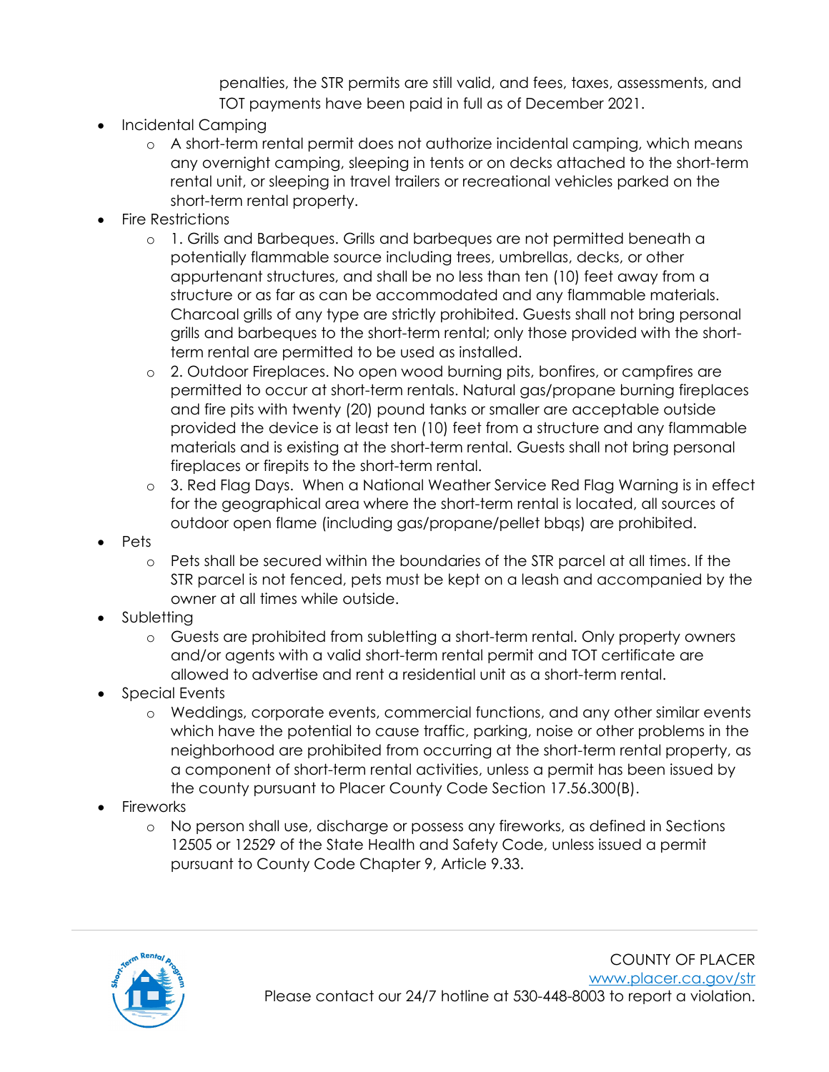penalties, the STR permits are still valid, and fees, taxes, assessments, and TOT payments have been paid in full as of December 2021.

- Incidental Camping
  - A short-term rental permit does not authorize incidental camping, which means any overnight camping, sleeping in tents or on decks attached to the short-term rental unit, or sleeping in travel trailers or recreational vehicles parked on the short-term rental property.
- Fire Restrictions
  - 1. Grills and Barbeques. Grills and barbeques are not permitted beneath a potentially flammable source including trees, umbrellas, decks, or other appurtenant structures, and shall be no less than ten (10) feet away from a structure or as far as can be accommodated and any flammable materials. Charcoal grills of any type are strictly prohibited. Guests shall not bring personal grills and barbeques to the short-term rental; only those provided with the short-term rental are permitted to be used as installed.
  - 2. Outdoor Fireplaces. No open wood burning pits, bonfires, or campfires are permitted to occur at short-term rentals. Natural gas/propane burning fireplaces and fire pits with twenty (20) pound tanks or smaller are acceptable outside provided the device is at least ten (10) feet from a structure and any flammable materials and is existing at the short-term rental. Guests shall not bring personal fireplaces or firepits to the short-term rental.
  - 3. Red Flag Days. When a National Weather Service Red Flag Warning is in effect for the geographical area where the short-term rental is located, all sources of outdoor open flame (including gas/propane/pellet bbqs) are prohibited.
- Pets
  - Pets shall be secured within the boundaries of the STR parcel at all times. If the STR parcel is not fenced, pets must be kept on a leash and accompanied by the owner at all times while outside.
- Subletting
  - Guests are prohibited from subletting a short-term rental. Only property owners and/or agents with a valid short-term rental permit and TOT certificate are allowed to advertise and rent a residential unit as a short-term rental.
- Special Events
  - Weddings, corporate events, commercial functions, and any other similar events which have the potential to cause traffic, parking, noise or other problems in the neighborhood are prohibited from occurring at the short-term rental property, as a component of short-term rental activities, unless a permit has been issued by the county pursuant to Placer County Code Section 17.56.300(B).
- Fireworks
  - No person shall use, discharge or possess any fireworks, as defined in Sections 12505 or 12529 of the State Health and Safety Code, unless issued a permit pursuant to County Code Chapter 9, Article 9.33.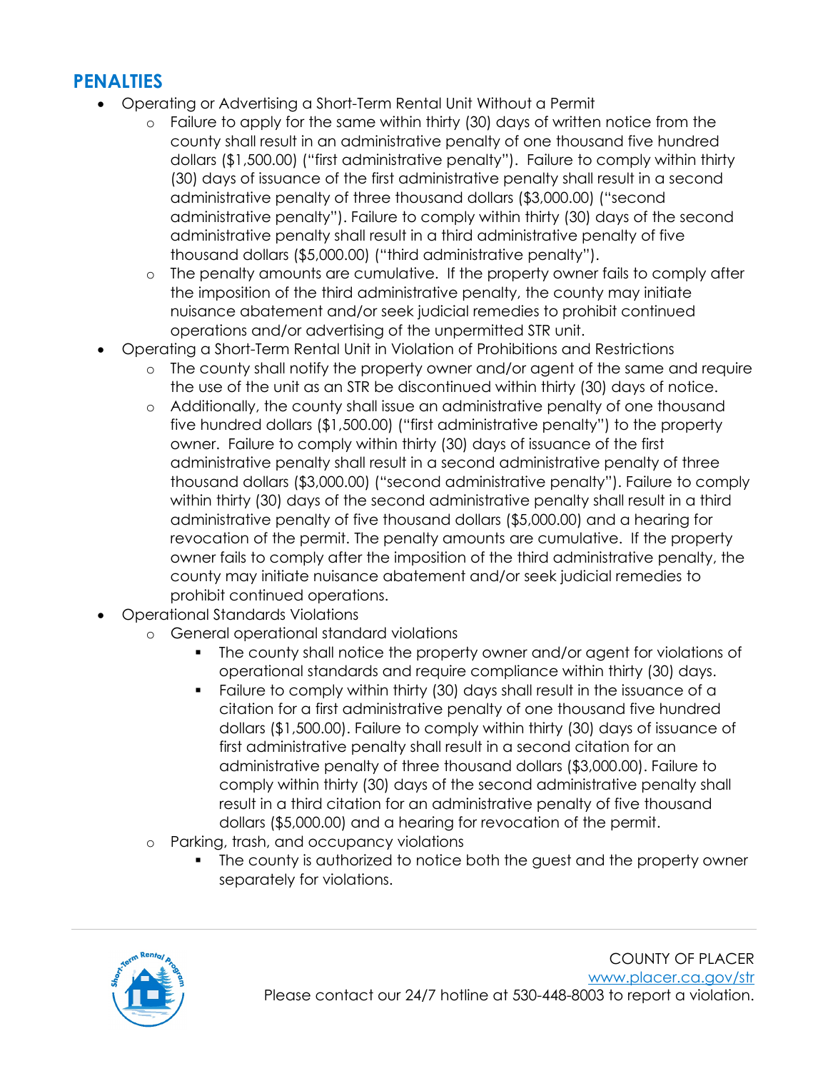## PENALTIES

- Operating or Advertising a Short-Term Rental Unit Without a Permit
  - Failure to apply for the same within thirty (30) days of written notice from the county shall result in an administrative penalty of one thousand five hundred dollars ($1,500.00) ("first administrative penalty"). Failure to comply within thirty (30) days of issuance of the first administrative penalty shall result in a second administrative penalty of three thousand dollars ($3,000.00) ("second administrative penalty"). Failure to comply within thirty (30) days of the second administrative penalty shall result in a third administrative penalty of five thousand dollars ($5,000.00) ("third administrative penalty").
  - The penalty amounts are cumulative. If the property owner fails to comply after the imposition of the third administrative penalty, the county may initiate nuisance abatement and/or seek judicial remedies to prohibit continued operations and/or advertising of the unpermitted STR unit.
- Operating a Short-Term Rental Unit in Violation of Prohibitions and Restrictions
  - The county shall notify the property owner and/or agent of the same and require the use of the unit as an STR be discontinued within thirty (30) days of notice.
  - Additionally, the county shall issue an administrative penalty of one thousand five hundred dollars ($1,500.00) ("first administrative penalty") to the property owner. Failure to comply within thirty (30) days of issuance of the first administrative penalty shall result in a second administrative penalty of three thousand dollars ($3,000.00) ("second administrative penalty"). Failure to comply within thirty (30) days of the second administrative penalty shall result in a third administrative penalty of five thousand dollars ($5,000.00) and a hearing for revocation of the permit. The penalty amounts are cumulative. If the property owner fails to comply after the imposition of the third administrative penalty, the county may initiate nuisance abatement and/or seek judicial remedies to prohibit continued operations.
- Operational Standards Violations
  - General operational standard violations
    - The county shall notice the property owner and/or agent for violations of operational standards and require compliance within thirty (30) days.
    - Failure to comply within thirty (30) days shall result in the issuance of a citation for a first administrative penalty of one thousand five hundred dollars ($1,500.00). Failure to comply within thirty (30) days of issuance of first administrative penalty shall result in a second citation for an administrative penalty of three thousand dollars ($3,000.00). Failure to comply within thirty (30) days of the second administrative penalty shall result in a third citation for an administrative penalty of five thousand dollars ($5,000.00) and a hearing for revocation of the permit.
  - Parking, trash, and occupancy violations
    - The county is authorized to notice both the guest and the property owner separately for violations.

COUNTY OF PLACER
www.placer.ca.gov/str
Please contact our 24/7 hotline at 530-448-8003 to report a violation.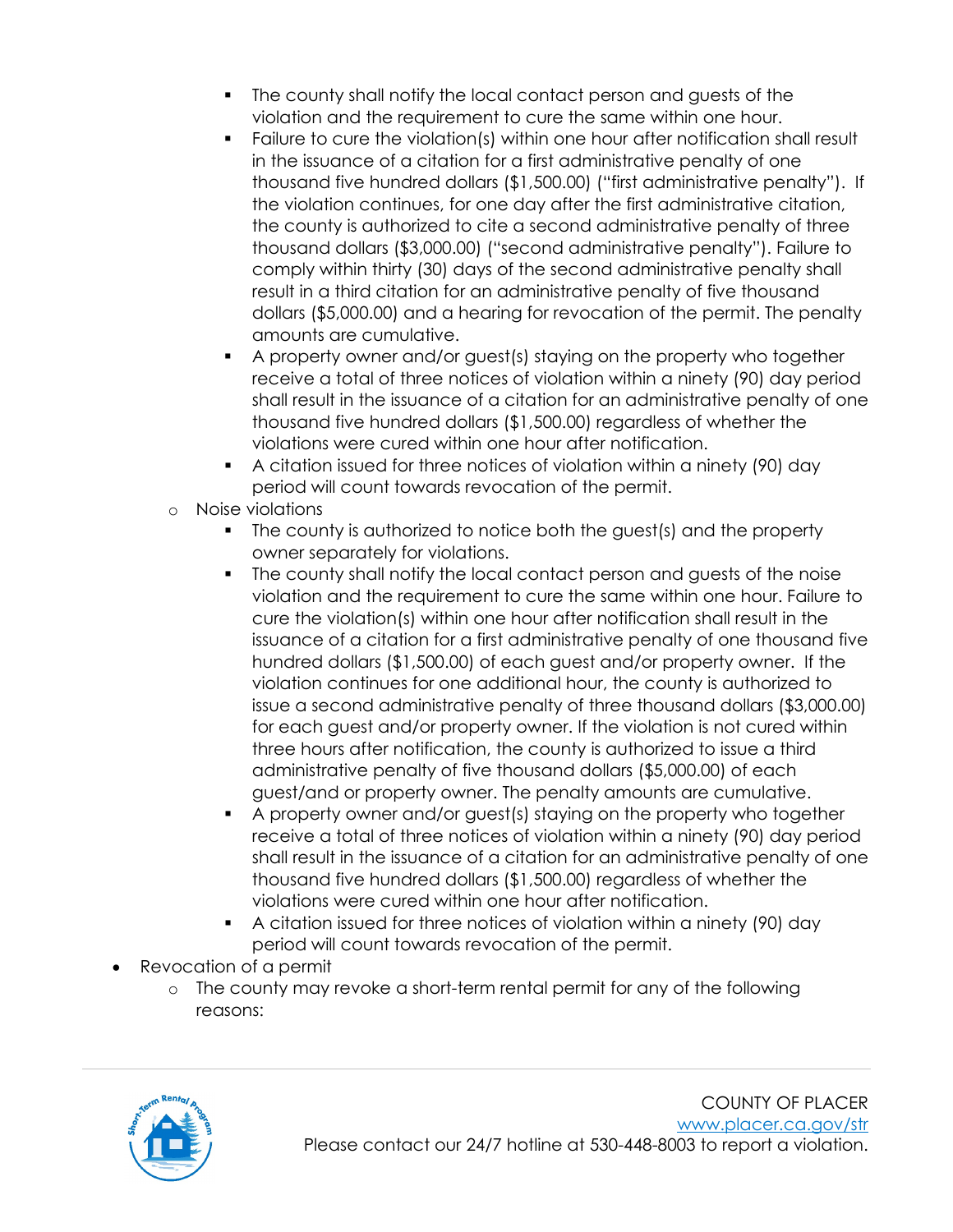- The county shall notify the local contact person and guests of the violation and the requirement to cure the same within one hour.
        - Failure to cure the violation(s) within one hour after notification shall result in the issuance of a citation for a first administrative penalty of one thousand five hundred dollars ($1,500.00) ("first administrative penalty"). If the violation continues, for one day after the first administrative citation, the county is authorized to cite a second administrative penalty of three thousand dollars ($3,000.00) ("second administrative penalty"). Failure to comply within thirty (30) days of the second administrative penalty shall result in a third citation for an administrative penalty of five thousand dollars ($5,000.00) and a hearing for revocation of the permit. The penalty amounts are cumulative.
        - A property owner and/or guest(s) staying on the property who together receive a total of three notices of violation within a ninety (90) day period shall result in the issuance of a citation for an administrative penalty of one thousand five hundred dollars ($1,500.00) regardless of whether the violations were cured within one hour after notification.
        - A citation issued for three notices of violation within a ninety (90) day period will count towards revocation of the permit.
    - Noise violations
        - The county is authorized to notice both the guest(s) and the property owner separately for violations.
        - The county shall notify the local contact person and guests of the noise violation and the requirement to cure the same within one hour. Failure to cure the violation(s) within one hour after notification shall result in the issuance of a citation for a first administrative penalty of one thousand five hundred dollars ($1,500.00) of each guest and/or property owner. If the violation continues for one additional hour, the county is authorized to issue a second administrative penalty of three thousand dollars ($3,000.00) for each guest and/or property owner. If the violation is not cured within three hours after notification, the county is authorized to issue a third administrative penalty of five thousand dollars ($5,000.00) of each guest/and or property owner. The penalty amounts are cumulative.
        - A property owner and/or guest(s) staying on the property who together receive a total of three notices of violation within a ninety (90) day period shall result in the issuance of a citation for an administrative penalty of one thousand five hundred dollars ($1,500.00) regardless of whether the violations were cured within one hour after notification.
        - A citation issued for three notices of violation within a ninety (90) day period will count towards revocation of the permit.
- Revocation of a permit
    - The county may revoke a short-term rental permit for any of the following reasons: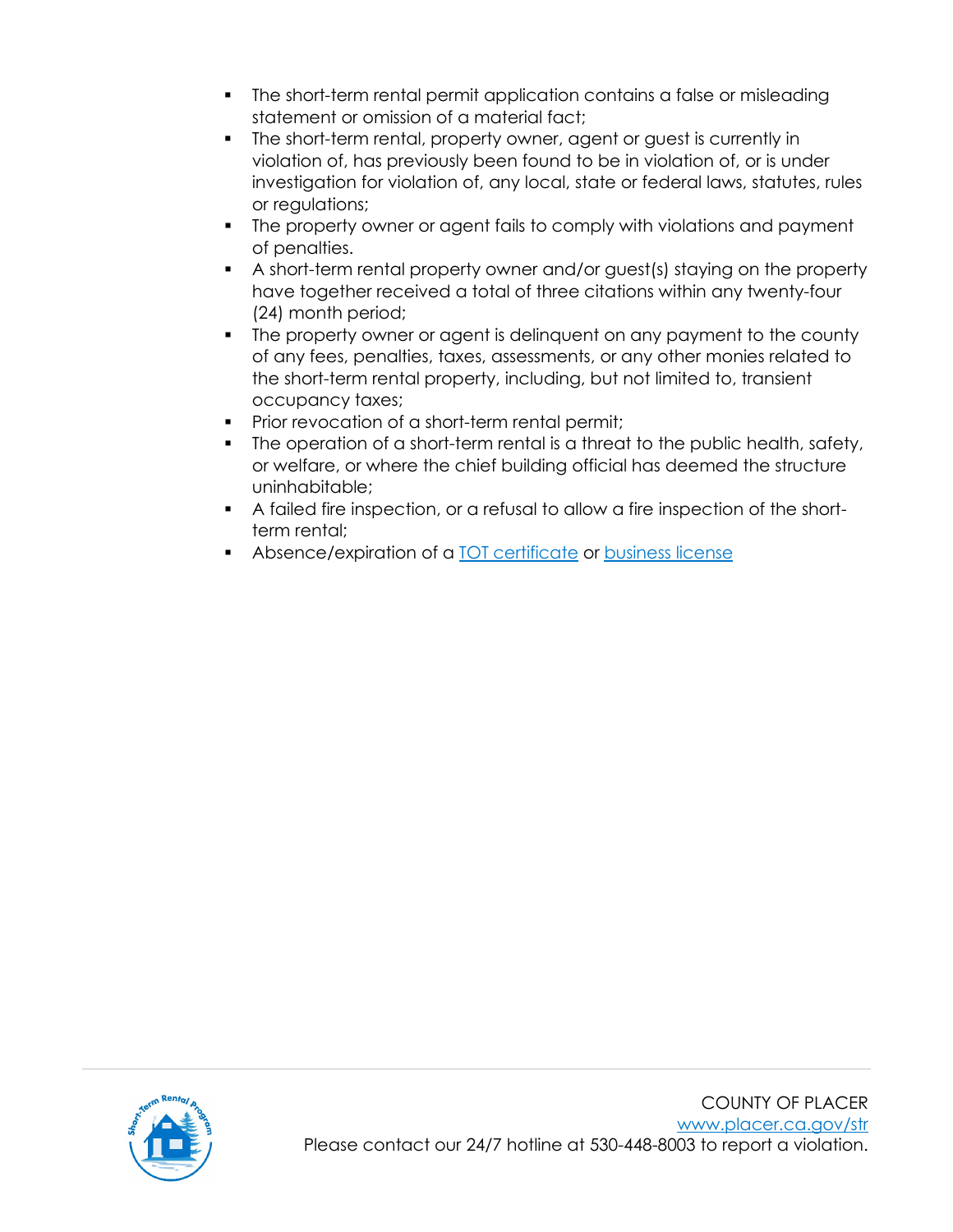- The short-term rental permit application contains a false or misleading statement or omission of a material fact;
- The short-term rental, property owner, agent or guest is currently in violation of, has previously been found to be in violation of, or is under investigation for violation of, any local, state or federal laws, statutes, rules or regulations;
- The property owner or agent fails to comply with violations and payment of penalties.
- A short-term rental property owner and/or guest(s) staying on the property have together received a total of three citations within any twenty-four (24) month period;
- The property owner or agent is delinquent on any payment to the county of any fees, penalties, taxes, assessments, or any other monies related to the short-term rental property, including, but not limited to, transient occupancy taxes;
- Prior revocation of a short-term rental permit;
- The operation of a short-term rental is a threat to the public health, safety, or welfare, or where the chief building official has deemed the structure uninhabitable;
- A failed fire inspection, or a refusal to allow a fire inspection of the short-term rental;
- Absence/expiration of a TOT certificate or business license